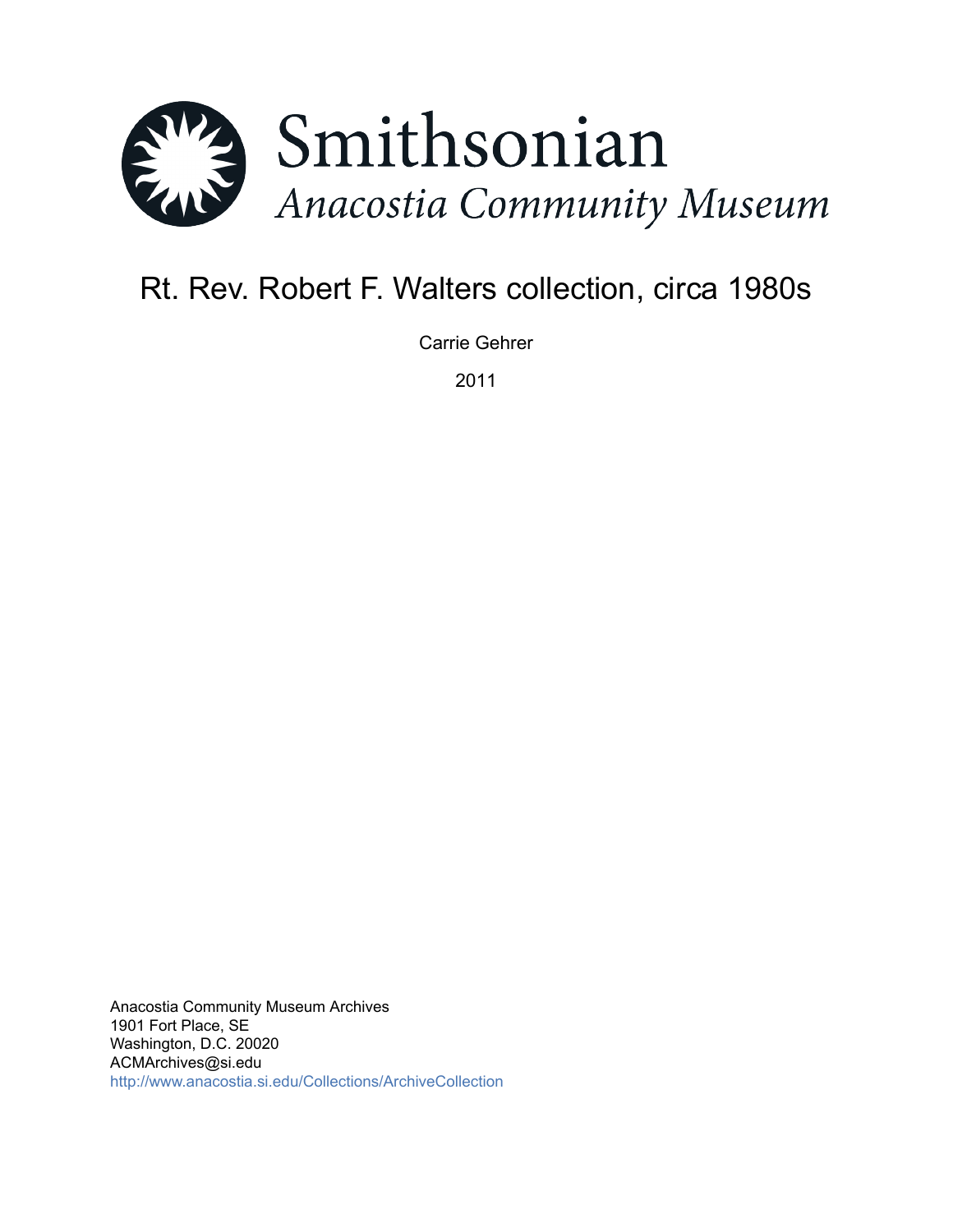Smithsonian

*Anacostia Community Museum*

# Rt. Rev. Robert F. Walters collection, circa 1980s

Carrie Gehrer

2011

Anacostia Community Museum Archives
1901 Fort Place, SE
Washington, D.C. 20020
ACMArchives@si.edu
http://www.anacostia.si.edu/Collections/ArchiveCollection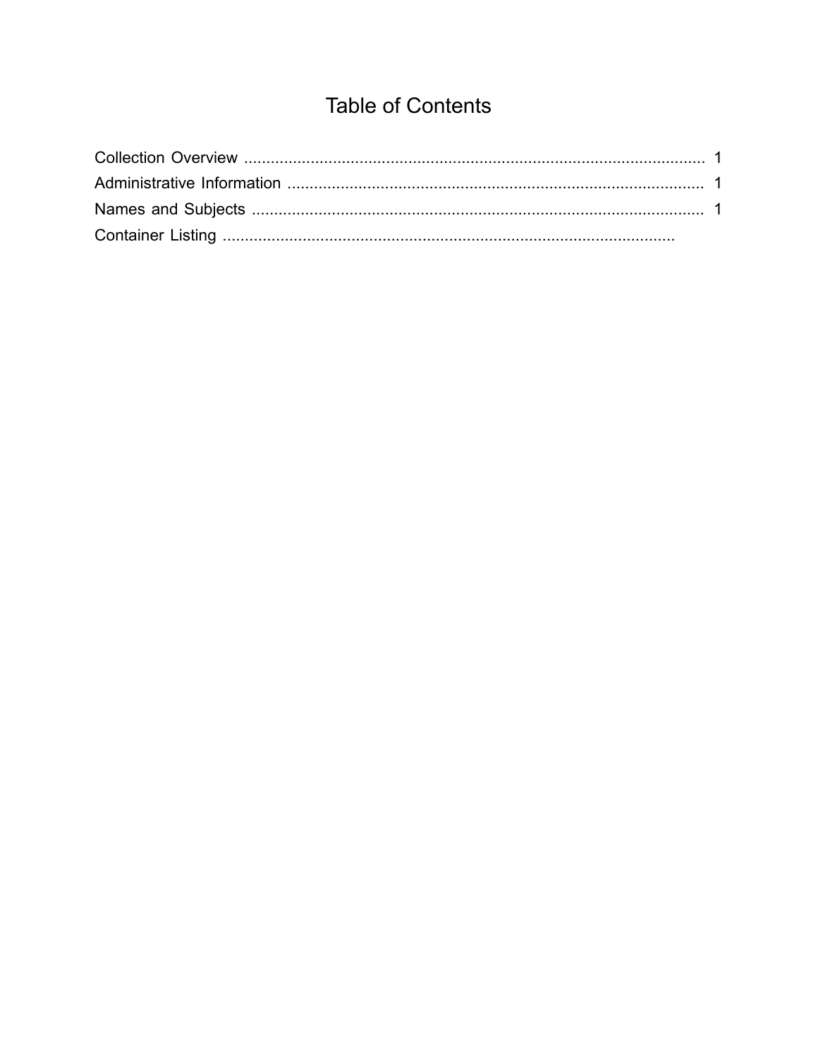# Table of Contents

Collection Overview ........................................................................................................ 1
Administrative Information ............................................................................................. 1
Names and Subjects ...................................................................................................... 1
Container Listing .....................................................................................................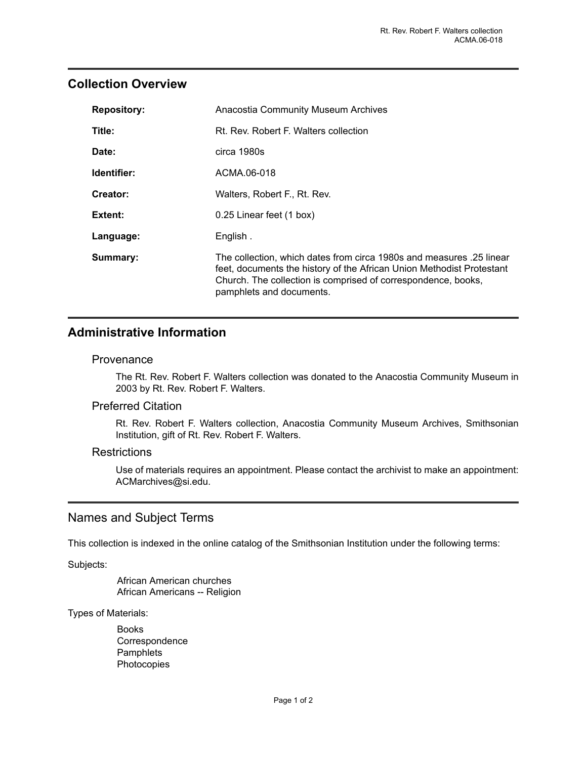## Collection Overview

| | |
|---|---|
| **Repository:** | Anacostia Community Museum Archives |
| **Title:** | Rt. Rev. Robert F. Walters collection |
| **Date:** | circa 1980s |
| **Identifier:** | ACMA.06-018 |
| **Creator:** | Walters, Robert F., Rt. Rev. |
| **Extent:** | 0.25 Linear feet (1 box) |
| **Language:** | English . |
| **Summary:** | The collection, which dates from circa 1980s and measures .25 linear feet, documents the history of the African Union Methodist Protestant Church. The collection is comprised of correspondence, books, pamphlets and documents. |

## Administrative Information

### Provenance

The Rt. Rev. Robert F. Walters collection was donated to the Anacostia Community Museum in 2003 by Rt. Rev. Robert F. Walters.

### Preferred Citation

Rt. Rev. Robert F. Walters collection, Anacostia Community Museum Archives, Smithsonian Institution, gift of Rt. Rev. Robert F. Walters.

### Restrictions

Use of materials requires an appointment. Please contact the archivist to make an appointment: ACMarchives@si.edu.

## Names and Subject Terms

This collection is indexed in the online catalog of the Smithsonian Institution under the following terms:

Subjects:

- African American churches
- African Americans -- Religion

Types of Materials:

- Books
- Correspondence
- Pamphlets
- Photocopies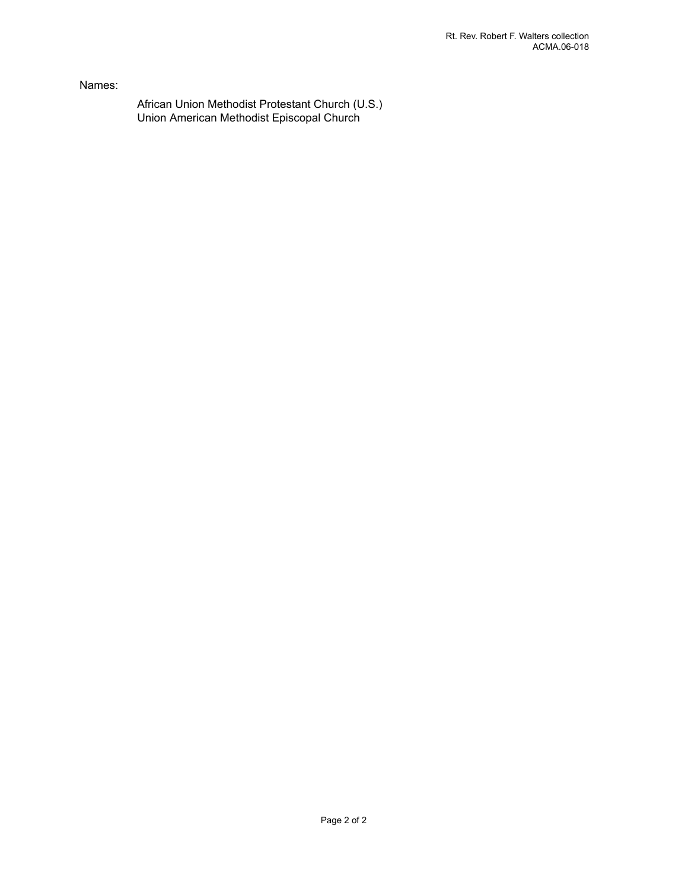Names:

- African Union Methodist Protestant Church (U.S.)
- Union American Methodist Episcopal Church